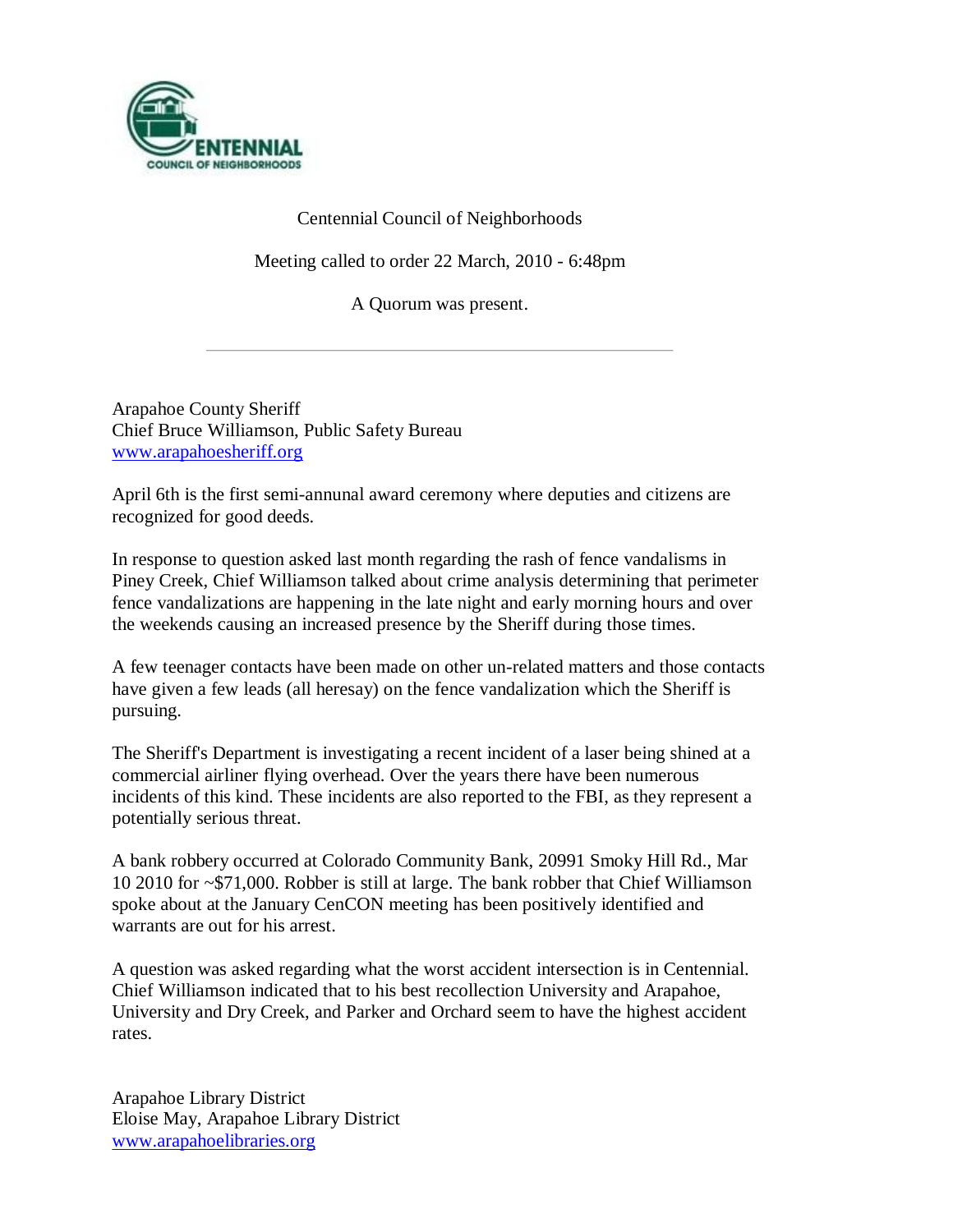Centennial Council of Neighborhoods

Meeting called to order 22 March, 2010 - 6:48pm

A Quorum was present.

---

Arapahoe County Sheriff
Chief Bruce Williamson, Public Safety Bureau
www.arapahoesheriff.org

April 6th is the first semi-annunal award ceremony where deputies and citizens are recognized for good deeds.

In response to question asked last month regarding the rash of fence vandalisms in Piney Creek, Chief Williamson talked about crime analysis determining that perimeter fence vandalizations are happening in the late night and early morning hours and over the weekends causing an increased presence by the Sheriff during those times.

A few teenager contacts have been made on other un-related matters and those contacts have given a few leads (all heresay) on the fence vandalization which the Sheriff is pursuing.

The Sheriff's Department is investigating a recent incident of a laser being shined at a commercial airliner flying overhead. Over the years there have been numerous incidents of this kind. These incidents are also reported to the FBI, as they represent a potentially serious threat.

A bank robbery occurred at Colorado Community Bank, 20991 Smoky Hill Rd., Mar 10 2010 for ~$71,000. Robber is still at large. The bank robber that Chief Williamson spoke about at the January CenCON meeting has been positively identified and warrants are out for his arrest.

A question was asked regarding what the worst accident intersection is in Centennial. Chief Williamson indicated that to his best recollection University and Arapahoe, University and Dry Creek, and Parker and Orchard seem to have the highest accident rates.

Arapahoe Library District
Eloise May, Arapahoe Library District
www.arapahoelibraries.org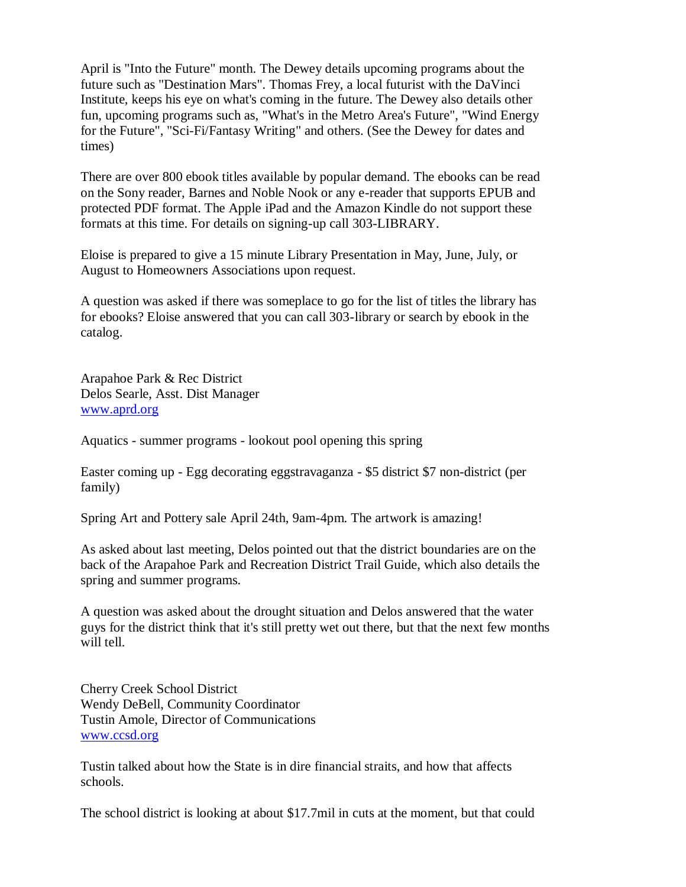April is "Into the Future" month. The Dewey details upcoming programs about the future such as "Destination Mars". Thomas Frey, a local futurist with the DaVinci Institute, keeps his eye on what's coming in the future. The Dewey also details other fun, upcoming programs such as, "What's in the Metro Area's Future", "Wind Energy for the Future", "Sci-Fi/Fantasy Writing" and others. (See the Dewey for dates and times)

There are over 800 ebook titles available by popular demand. The ebooks can be read on the Sony reader, Barnes and Noble Nook or any e-reader that supports EPUB and protected PDF format. The Apple iPad and the Amazon Kindle do not support these formats at this time. For details on signing-up call 303-LIBRARY.

Eloise is prepared to give a 15 minute Library Presentation in May, June, July, or August to Homeowners Associations upon request.

A question was asked if there was someplace to go for the list of titles the library has for ebooks? Eloise answered that you can call 303-library or search by ebook in the catalog.

Arapahoe Park & Rec District
Delos Searle, Asst. Dist Manager
[www.aprd.org](http://www.aprd.org)

Aquatics - summer programs - lookout pool opening this spring

Easter coming up - Egg decorating eggstravaganza - $5 district $7 non-district (per family)

Spring Art and Pottery sale April 24th, 9am-4pm. The artwork is amazing!

As asked about last meeting, Delos pointed out that the district boundaries are on the back of the Arapahoe Park and Recreation District Trail Guide, which also details the spring and summer programs.

A question was asked about the drought situation and Delos answered that the water guys for the district think that it's still pretty wet out there, but that the next few months will tell.

Cherry Creek School District
Wendy DeBell, Community Coordinator
Tustin Amole, Director of Communications
[www.ccsd.org](http://www.ccsd.org)

Tustin talked about how the State is in dire financial straits, and how that affects schools.

The school district is looking at about $17.7mil in cuts at the moment, but that could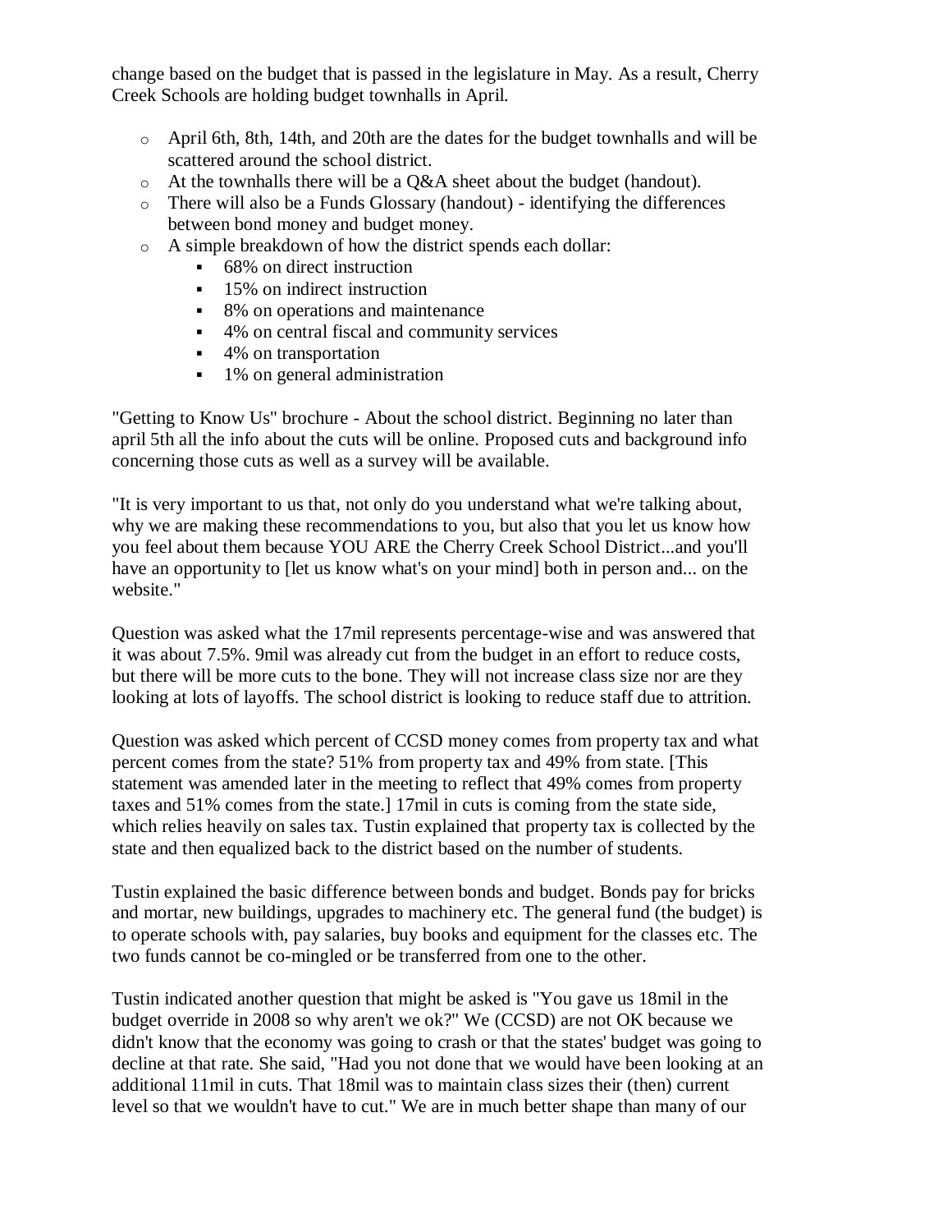change based on the budget that is passed in the legislature in May. As a result, Cherry Creek Schools are holding budget townhalls in April.

- April 6th, 8th, 14th, and 20th are the dates for the budget townhalls and will be scattered around the school district.
- At the townhalls there will be a Q&A sheet about the budget (handout).
- There will also be a Funds Glossary (handout) - identifying the differences between bond money and budget money.
- A simple breakdown of how the district spends each dollar:
  - 68% on direct instruction
  - 15% on indirect instruction
  - 8% on operations and maintenance
  - 4% on central fiscal and community services
  - 4% on transportation
  - 1% on general administration

"Getting to Know Us" brochure - About the school district. Beginning no later than april 5th all the info about the cuts will be online. Proposed cuts and background info concerning those cuts as well as a survey will be available.

"It is very important to us that, not only do you understand what we're talking about, why we are making these recommendations to you, but also that you let us know how you feel about them because YOU ARE the Cherry Creek School District...and you'll have an opportunity to [let us know what's on your mind] both in person and... on the website."

Question was asked what the 17mil represents percentage-wise and was answered that it was about 7.5%. 9mil was already cut from the budget in an effort to reduce costs, but there will be more cuts to the bone. They will not increase class size nor are they looking at lots of layoffs. The school district is looking to reduce staff due to attrition.

Question was asked which percent of CCSD money comes from property tax and what percent comes from the state? 51% from property tax and 49% from state. [This statement was amended later in the meeting to reflect that 49% comes from property taxes and 51% comes from the state.] 17mil in cuts is coming from the state side, which relies heavily on sales tax. Tustin explained that property tax is collected by the state and then equalized back to the district based on the number of students.

Tustin explained the basic difference between bonds and budget. Bonds pay for bricks and mortar, new buildings, upgrades to machinery etc. The general fund (the budget) is to operate schools with, pay salaries, buy books and equipment for the classes etc. The two funds cannot be co-mingled or be transferred from one to the other.

Tustin indicated another question that might be asked is "You gave us 18mil in the budget override in 2008 so why aren't we ok?" We (CCSD) are not OK because we didn't know that the economy was going to crash or that the states' budget was going to decline at that rate. She said, "Had you not done that we would have been looking at an additional 11mil in cuts. That 18mil was to maintain class sizes their (then) current level so that we wouldn't have to cut." We are in much better shape than many of our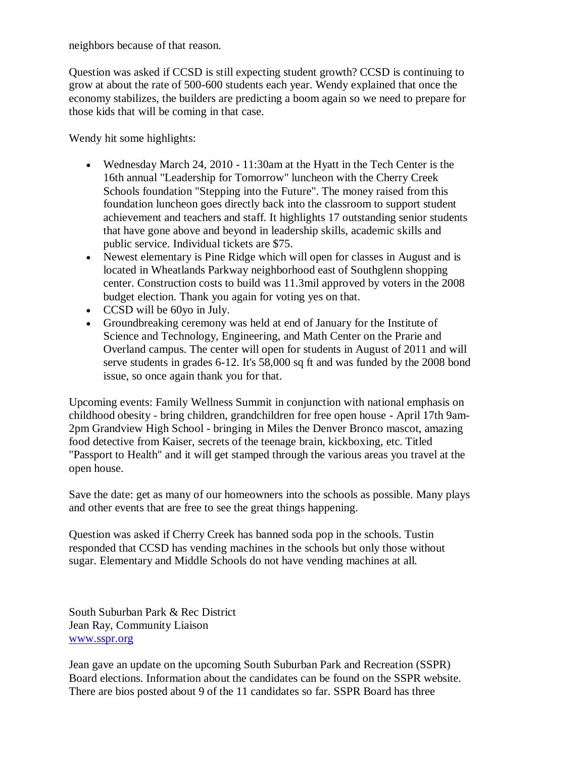neighbors because of that reason.

Question was asked if CCSD is still expecting student growth? CCSD is continuing to grow at about the rate of 500-600 students each year. Wendy explained that once the economy stabilizes, the builders are predicting a boom again so we need to prepare for those kids that will be coming in that case.

Wendy hit some highlights:

- Wednesday March 24, 2010 - 11:30am at the Hyatt in the Tech Center is the 16th annual "Leadership for Tomorrow" luncheon with the Cherry Creek Schools foundation "Stepping into the Future". The money raised from this foundation luncheon goes directly back into the classroom to support student achievement and teachers and staff. It highlights 17 outstanding senior students that have gone above and beyond in leadership skills, academic skills and public service. Individual tickets are $75.
- Newest elementary is Pine Ridge which will open for classes in August and is located in Wheatlands Parkway neighborhood east of Southglenn shopping center. Construction costs to build was 11.3mil approved by voters in the 2008 budget election. Thank you again for voting yes on that.
- CCSD will be 60yo in July.
- Groundbreaking ceremony was held at end of January for the Institute of Science and Technology, Engineering, and Math Center on the Prarie and Overland campus. The center will open for students in August of 2011 and will serve students in grades 6-12. It's 58,000 sq ft and was funded by the 2008 bond issue, so once again thank you for that.

Upcoming events: Family Wellness Summit in conjunction with national emphasis on childhood obesity - bring children, grandchildren for free open house - April 17th 9am-2pm Grandview High School - bringing in Miles the Denver Bronco mascot, amazing food detective from Kaiser, secrets of the teenage brain, kickboxing, etc. Titled "Passport to Health" and it will get stamped through the various areas you travel at the open house.

Save the date: get as many of our homeowners into the schools as possible. Many plays and other events that are free to see the great things happening.

Question was asked if Cherry Creek has banned soda pop in the schools. Tustin responded that CCSD has vending machines in the schools but only those without sugar. Elementary and Middle Schools do not have vending machines at all.

South Suburban Park & Rec District
Jean Ray, Community Liaison
[www.sspr.org](http://www.sspr.org)

Jean gave an update on the upcoming South Suburban Park and Recreation (SSPR) Board elections. Information about the candidates can be found on the SSPR website. There are bios posted about 9 of the 11 candidates so far. SSPR Board has three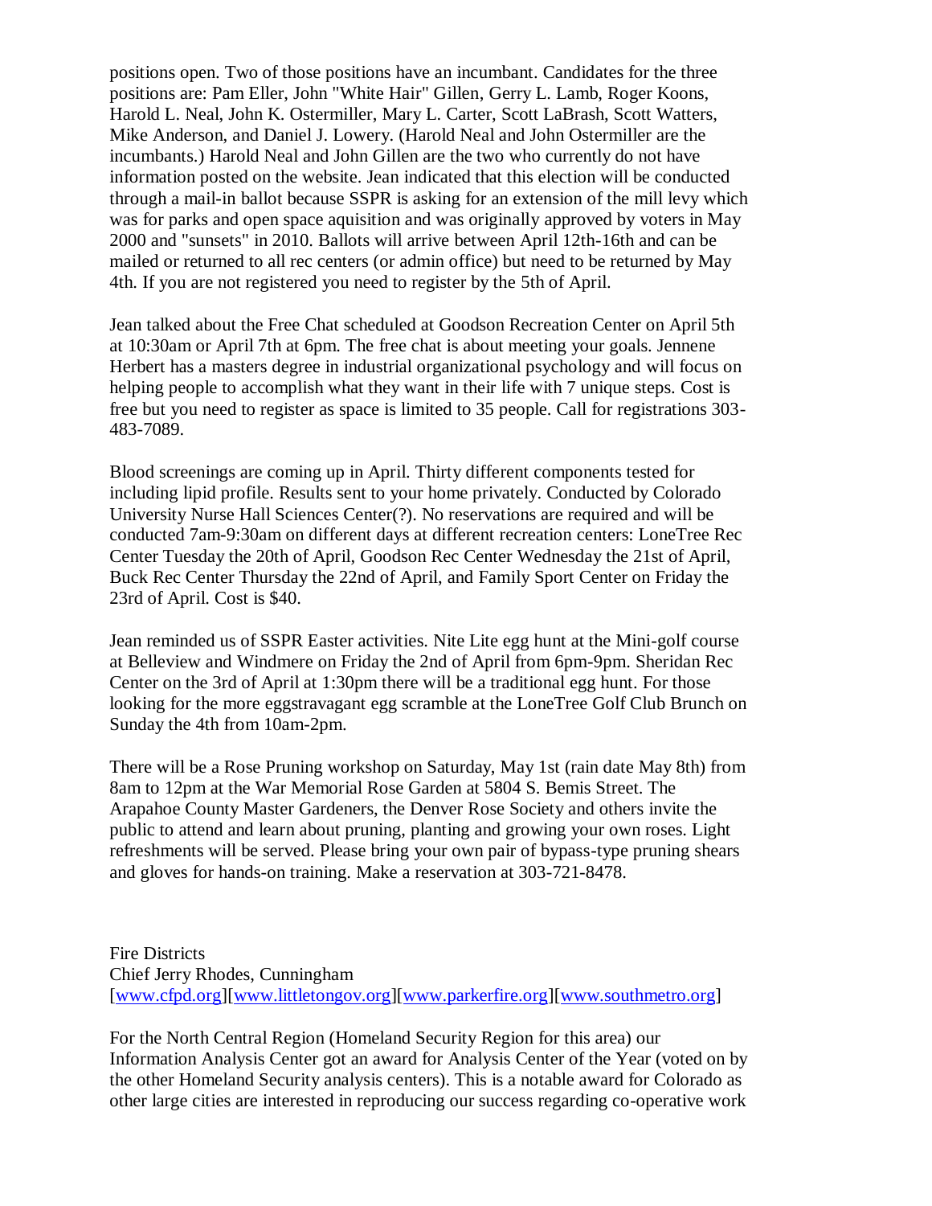positions open. Two of those positions have an incumbant. Candidates for the three positions are: Pam Eller, John "White Hair" Gillen, Gerry L. Lamb, Roger Koons, Harold L. Neal, John K. Ostermiller, Mary L. Carter, Scott LaBrash, Scott Watters, Mike Anderson, and Daniel J. Lowery. (Harold Neal and John Ostermiller are the incumbants.) Harold Neal and John Gillen are the two who currently do not have information posted on the website. Jean indicated that this election will be conducted through a mail-in ballot because SSPR is asking for an extension of the mill levy which was for parks and open space aquisition and was originally approved by voters in May 2000 and "sunsets" in 2010. Ballots will arrive between April 12th-16th and can be mailed or returned to all rec centers (or admin office) but need to be returned by May 4th. If you are not registered you need to register by the 5th of April.

Jean talked about the Free Chat scheduled at Goodson Recreation Center on April 5th at 10:30am or April 7th at 6pm. The free chat is about meeting your goals. Jennene Herbert has a masters degree in industrial organizational psychology and will focus on helping people to accomplish what they want in their life with 7 unique steps. Cost is free but you need to register as space is limited to 35 people. Call for registrations 303-483-7089.

Blood screenings are coming up in April. Thirty different components tested for including lipid profile. Results sent to your home privately. Conducted by Colorado University Nurse Hall Sciences Center(?). No reservations are required and will be conducted 7am-9:30am on different days at different recreation centers: LoneTree Rec Center Tuesday the 20th of April, Goodson Rec Center Wednesday the 21st of April, Buck Rec Center Thursday the 22nd of April, and Family Sport Center on Friday the 23rd of April. Cost is $40.

Jean reminded us of SSPR Easter activities. Nite Lite egg hunt at the Mini-golf course at Belleview and Windmere on Friday the 2nd of April from 6pm-9pm. Sheridan Rec Center on the 3rd of April at 1:30pm there will be a traditional egg hunt. For those looking for the more eggstravagant egg scramble at the LoneTree Golf Club Brunch on Sunday the 4th from 10am-2pm.

There will be a Rose Pruning workshop on Saturday, May 1st (rain date May 8th) from 8am to 12pm at the War Memorial Rose Garden at 5804 S. Bemis Street. The Arapahoe County Master Gardeners, the Denver Rose Society and others invite the public to attend and learn about pruning, planting and growing your own roses. Light refreshments will be served. Please bring your own pair of bypass-type pruning shears and gloves for hands-on training. Make a reservation at 303-721-8478.

Fire Districts
Chief Jerry Rhodes, Cunningham
[www.cfpd.org][www.littletongov.org][www.parkerfire.org][www.southmetro.org]

For the North Central Region (Homeland Security Region for this area) our Information Analysis Center got an award for Analysis Center of the Year (voted on by the other Homeland Security analysis centers). This is a notable award for Colorado as other large cities are interested in reproducing our success regarding co-operative work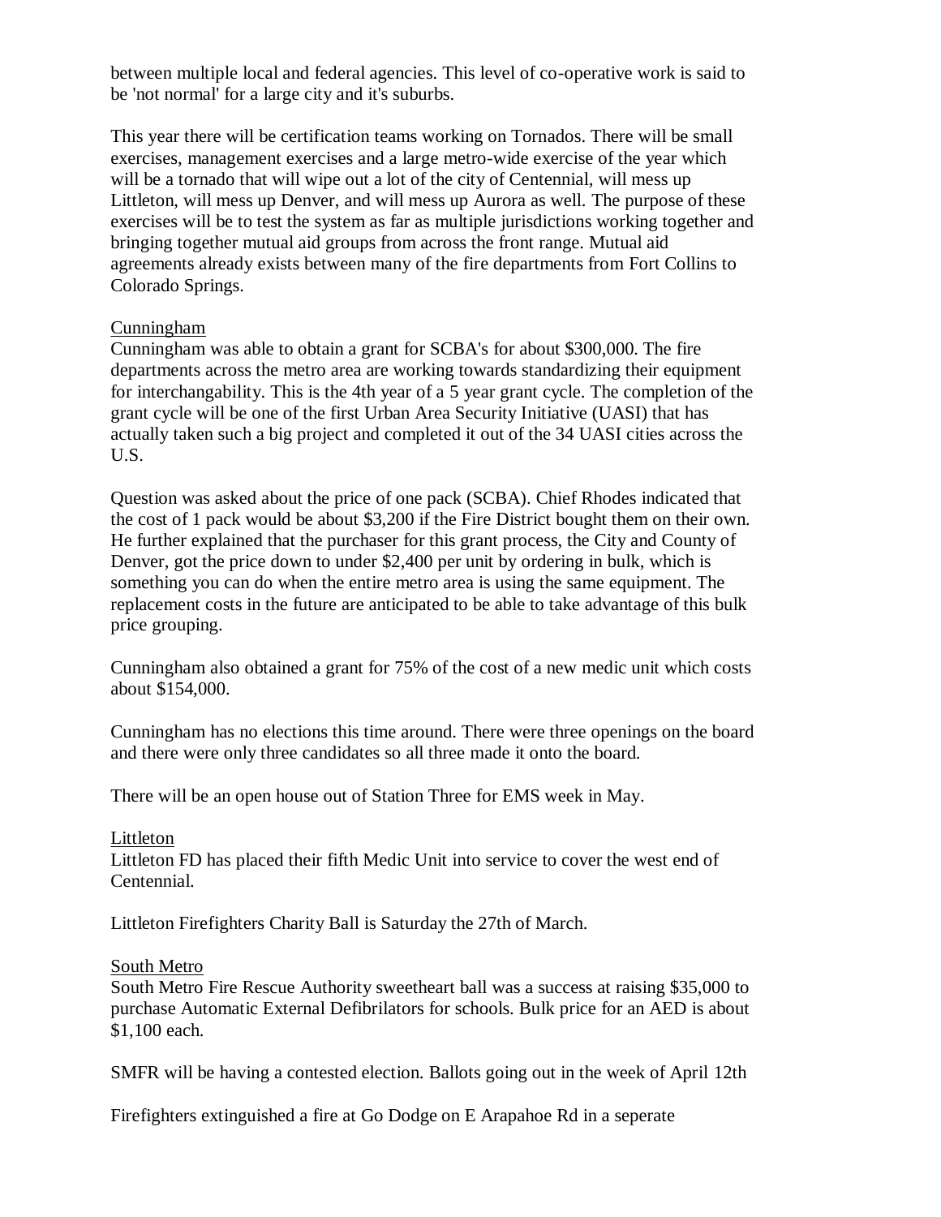between multiple local and federal agencies. This level of co-operative work is said to be 'not normal' for a large city and it's suburbs.

This year there will be certification teams working on Tornados. There will be small exercises, management exercises and a large metro-wide exercise of the year which will be a tornado that will wipe out a lot of the city of Centennial, will mess up Littleton, will mess up Denver, and will mess up Aurora as well. The purpose of these exercises will be to test the system as far as multiple jurisdictions working together and bringing together mutual aid groups from across the front range. Mutual aid agreements already exists between many of the fire departments from Fort Collins to Colorado Springs.

<u>Cunningham</u>

Cunningham was able to obtain a grant for SCBA's for about $300,000. The fire departments across the metro area are working towards standardizing their equipment for interchangability. This is the 4th year of a 5 year grant cycle. The completion of the grant cycle will be one of the first Urban Area Security Initiative (UASI) that has actually taken such a big project and completed it out of the 34 UASI cities across the U.S.

Question was asked about the price of one pack (SCBA). Chief Rhodes indicated that the cost of 1 pack would be about $3,200 if the Fire District bought them on their own. He further explained that the purchaser for this grant process, the City and County of Denver, got the price down to under $2,400 per unit by ordering in bulk, which is something you can do when the entire metro area is using the same equipment. The replacement costs in the future are anticipated to be able to take advantage of this bulk price grouping.

Cunningham also obtained a grant for 75% of the cost of a new medic unit which costs about $154,000.

Cunningham has no elections this time around. There were three openings on the board and there were only three candidates so all three made it onto the board.

There will be an open house out of Station Three for EMS week in May.

<u>Littleton</u>

Littleton FD has placed their fifth Medic Unit into service to cover the west end of Centennial.

Littleton Firefighters Charity Ball is Saturday the 27th of March.

<u>South Metro</u>

South Metro Fire Rescue Authority sweetheart ball was a success at raising $35,000 to purchase Automatic External Defibrilators for schools. Bulk price for an AED is about $1,100 each.

SMFR will be having a contested election. Ballots going out in the week of April 12th

Firefighters extinguished a fire at Go Dodge on E Arapahoe Rd in a seperate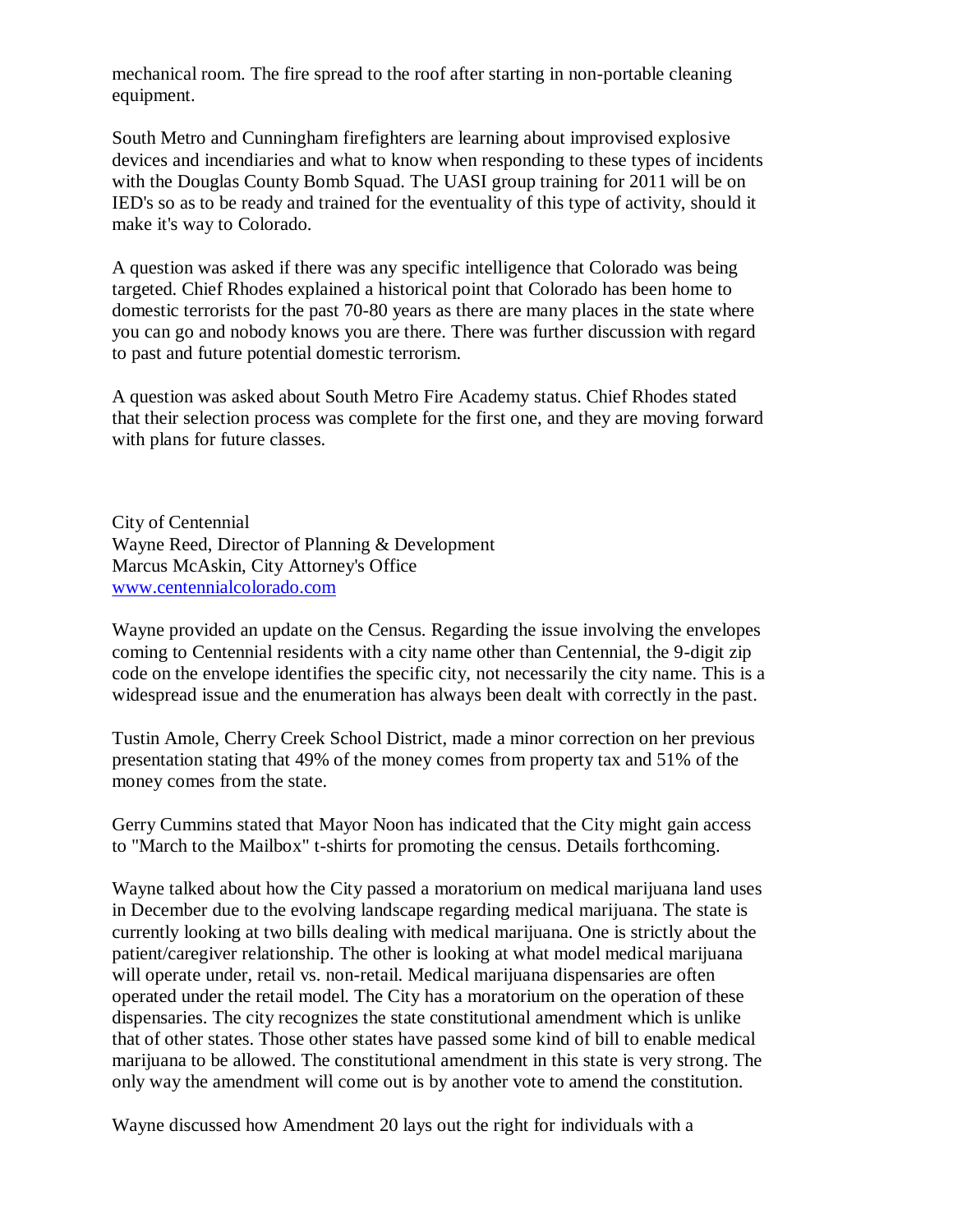mechanical room. The fire spread to the roof after starting in non-portable cleaning equipment.

South Metro and Cunningham firefighters are learning about improvised explosive devices and incendiaries and what to know when responding to these types of incidents with the Douglas County Bomb Squad. The UASI group training for 2011 will be on IED's so as to be ready and trained for the eventuality of this type of activity, should it make it's way to Colorado.

A question was asked if there was any specific intelligence that Colorado was being targeted. Chief Rhodes explained a historical point that Colorado has been home to domestic terrorists for the past 70-80 years as there are many places in the state where you can go and nobody knows you are there. There was further discussion with regard to past and future potential domestic terrorism.

A question was asked about South Metro Fire Academy status. Chief Rhodes stated that their selection process was complete for the first one, and they are moving forward with plans for future classes.

City of Centennial
Wayne Reed, Director of Planning & Development
Marcus McAskin, City Attorney's Office
[www.centennialcolorado.com](http://www.centennialcolorado.com)

Wayne provided an update on the Census. Regarding the issue involving the envelopes coming to Centennial residents with a city name other than Centennial, the 9-digit zip code on the envelope identifies the specific city, not necessarily the city name. This is a widespread issue and the enumeration has always been dealt with correctly in the past.

Tustin Amole, Cherry Creek School District, made a minor correction on her previous presentation stating that 49% of the money comes from property tax and 51% of the money comes from the state.

Gerry Cummins stated that Mayor Noon has indicated that the City might gain access to "March to the Mailbox" t-shirts for promoting the census. Details forthcoming.

Wayne talked about how the City passed a moratorium on medical marijuana land uses in December due to the evolving landscape regarding medical marijuana. The state is currently looking at two bills dealing with medical marijuana. One is strictly about the patient/caregiver relationship. The other is looking at what model medical marijuana will operate under, retail vs. non-retail. Medical marijuana dispensaries are often operated under the retail model. The City has a moratorium on the operation of these dispensaries. The city recognizes the state constitutional amendment which is unlike that of other states. Those other states have passed some kind of bill to enable medical marijuana to be allowed. The constitutional amendment in this state is very strong. The only way the amendment will come out is by another vote to amend the constitution.

Wayne discussed how Amendment 20 lays out the right for individuals with a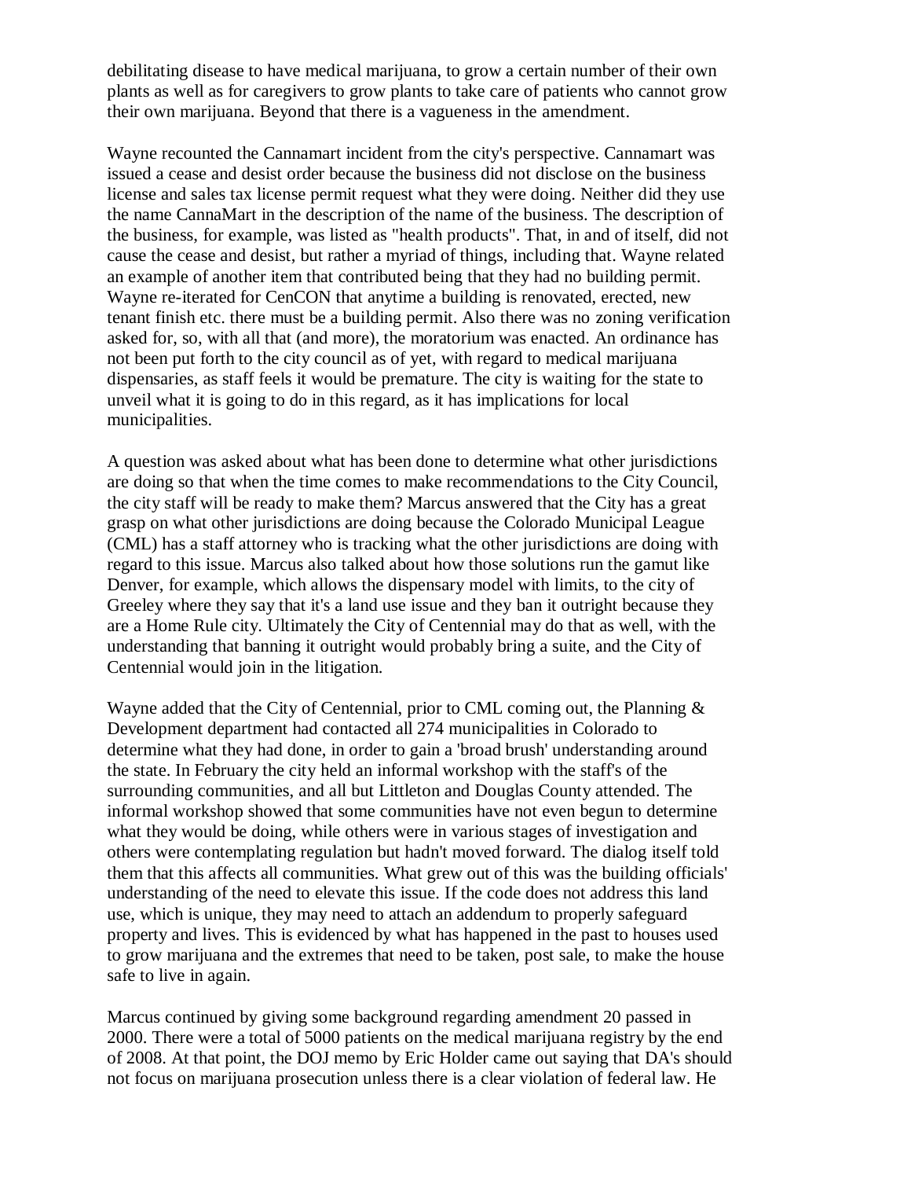debilitating disease to have medical marijuana, to grow a certain number of their own plants as well as for caregivers to grow plants to take care of patients who cannot grow their own marijuana. Beyond that there is a vagueness in the amendment.

Wayne recounted the Cannamart incident from the city's perspective. Cannamart was issued a cease and desist order because the business did not disclose on the business license and sales tax license permit request what they were doing. Neither did they use the name CannaMart in the description of the name of the business. The description of the business, for example, was listed as "health products". That, in and of itself, did not cause the cease and desist, but rather a myriad of things, including that. Wayne related an example of another item that contributed being that they had no building permit. Wayne re-iterated for CenCON that anytime a building is renovated, erected, new tenant finish etc. there must be a building permit. Also there was no zoning verification asked for, so, with all that (and more), the moratorium was enacted. An ordinance has not been put forth to the city council as of yet, with regard to medical marijuana dispensaries, as staff feels it would be premature. The city is waiting for the state to unveil what it is going to do in this regard, as it has implications for local municipalities.

A question was asked about what has been done to determine what other jurisdictions are doing so that when the time comes to make recommendations to the City Council, the city staff will be ready to make them? Marcus answered that the City has a great grasp on what other jurisdictions are doing because the Colorado Municipal League (CML) has a staff attorney who is tracking what the other jurisdictions are doing with regard to this issue. Marcus also talked about how those solutions run the gamut like Denver, for example, which allows the dispensary model with limits, to the city of Greeley where they say that it's a land use issue and they ban it outright because they are a Home Rule city. Ultimately the City of Centennial may do that as well, with the understanding that banning it outright would probably bring a suite, and the City of Centennial would join in the litigation.

Wayne added that the City of Centennial, prior to CML coming out, the Planning & Development department had contacted all 274 municipalities in Colorado to determine what they had done, in order to gain a 'broad brush' understanding around the state. In February the city held an informal workshop with the staff's of the surrounding communities, and all but Littleton and Douglas County attended. The informal workshop showed that some communities have not even begun to determine what they would be doing, while others were in various stages of investigation and others were contemplating regulation but hadn't moved forward. The dialog itself told them that this affects all communities. What grew out of this was the building officials' understanding of the need to elevate this issue. If the code does not address this land use, which is unique, they may need to attach an addendum to properly safeguard property and lives. This is evidenced by what has happened in the past to houses used to grow marijuana and the extremes that need to be taken, post sale, to make the house safe to live in again.

Marcus continued by giving some background regarding amendment 20 passed in 2000. There were a total of 5000 patients on the medical marijuana registry by the end of 2008. At that point, the DOJ memo by Eric Holder came out saying that DA's should not focus on marijuana prosecution unless there is a clear violation of federal law. He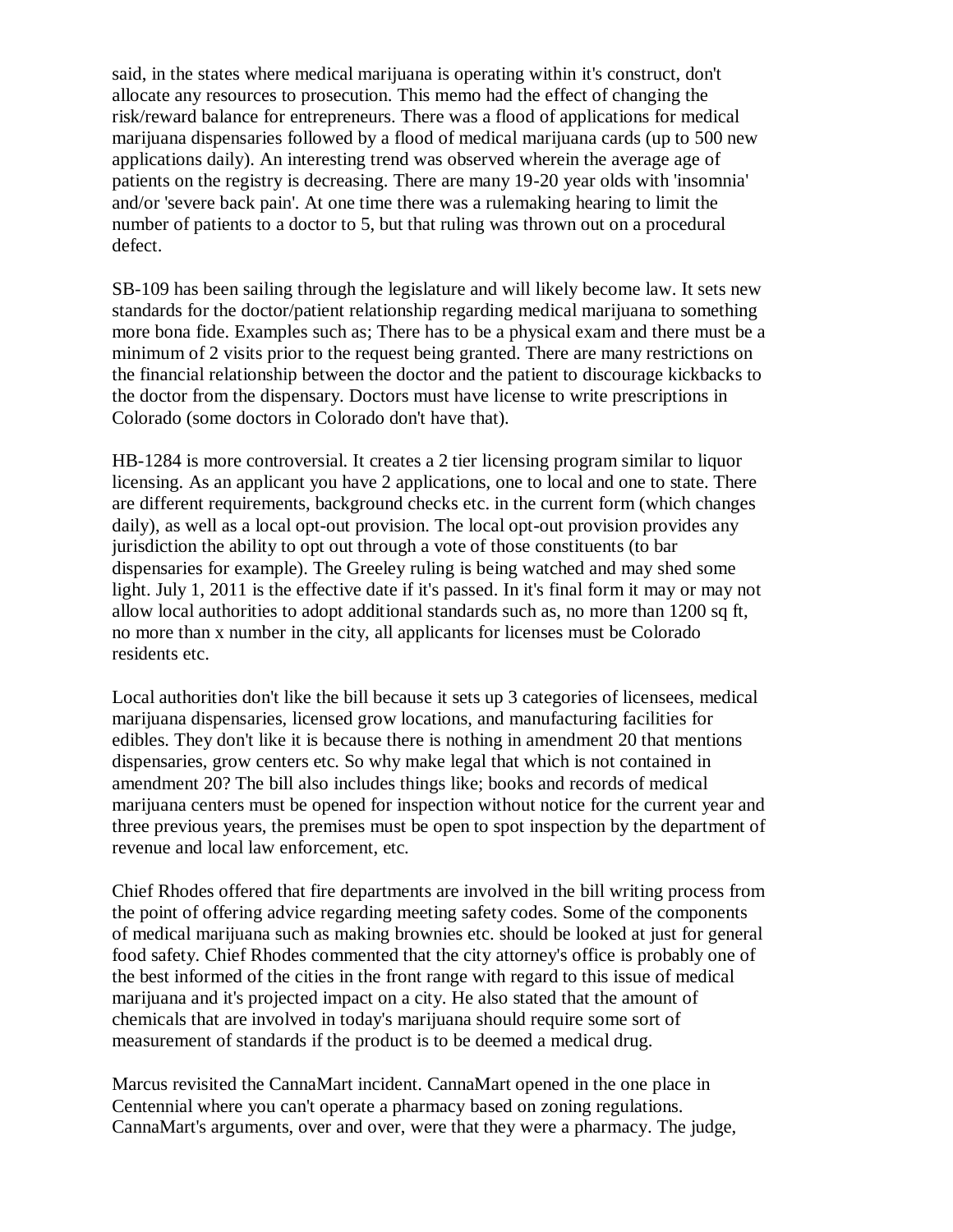said, in the states where medical marijuana is operating within it's construct, don't allocate any resources to prosecution. This memo had the effect of changing the risk/reward balance for entrepreneurs. There was a flood of applications for medical marijuana dispensaries followed by a flood of medical marijuana cards (up to 500 new applications daily). An interesting trend was observed wherein the average age of patients on the registry is decreasing. There are many 19-20 year olds with 'insomnia' and/or 'severe back pain'. At one time there was a rulemaking hearing to limit the number of patients to a doctor to 5, but that ruling was thrown out on a procedural defect.

SB-109 has been sailing through the legislature and will likely become law. It sets new standards for the doctor/patient relationship regarding medical marijuana to something more bona fide. Examples such as; There has to be a physical exam and there must be a minimum of 2 visits prior to the request being granted. There are many restrictions on the financial relationship between the doctor and the patient to discourage kickbacks to the doctor from the dispensary. Doctors must have license to write prescriptions in Colorado (some doctors in Colorado don't have that).

HB-1284 is more controversial. It creates a 2 tier licensing program similar to liquor licensing. As an applicant you have 2 applications, one to local and one to state. There are different requirements, background checks etc. in the current form (which changes daily), as well as a local opt-out provision. The local opt-out provision provides any jurisdiction the ability to opt out through a vote of those constituents (to bar dispensaries for example). The Greeley ruling is being watched and may shed some light. July 1, 2011 is the effective date if it's passed. In it's final form it may or may not allow local authorities to adopt additional standards such as, no more than 1200 sq ft, no more than x number in the city, all applicants for licenses must be Colorado residents etc.

Local authorities don't like the bill because it sets up 3 categories of licensees, medical marijuana dispensaries, licensed grow locations, and manufacturing facilities for edibles. They don't like it is because there is nothing in amendment 20 that mentions dispensaries, grow centers etc. So why make legal that which is not contained in amendment 20? The bill also includes things like; books and records of medical marijuana centers must be opened for inspection without notice for the current year and three previous years, the premises must be open to spot inspection by the department of revenue and local law enforcement, etc.

Chief Rhodes offered that fire departments are involved in the bill writing process from the point of offering advice regarding meeting safety codes. Some of the components of medical marijuana such as making brownies etc. should be looked at just for general food safety. Chief Rhodes commented that the city attorney's office is probably one of the best informed of the cities in the front range with regard to this issue of medical marijuana and it's projected impact on a city. He also stated that the amount of chemicals that are involved in today's marijuana should require some sort of measurement of standards if the product is to be deemed a medical drug.

Marcus revisited the CannaMart incident. CannaMart opened in the one place in Centennial where you can't operate a pharmacy based on zoning regulations. CannaMart's arguments, over and over, were that they were a pharmacy. The judge,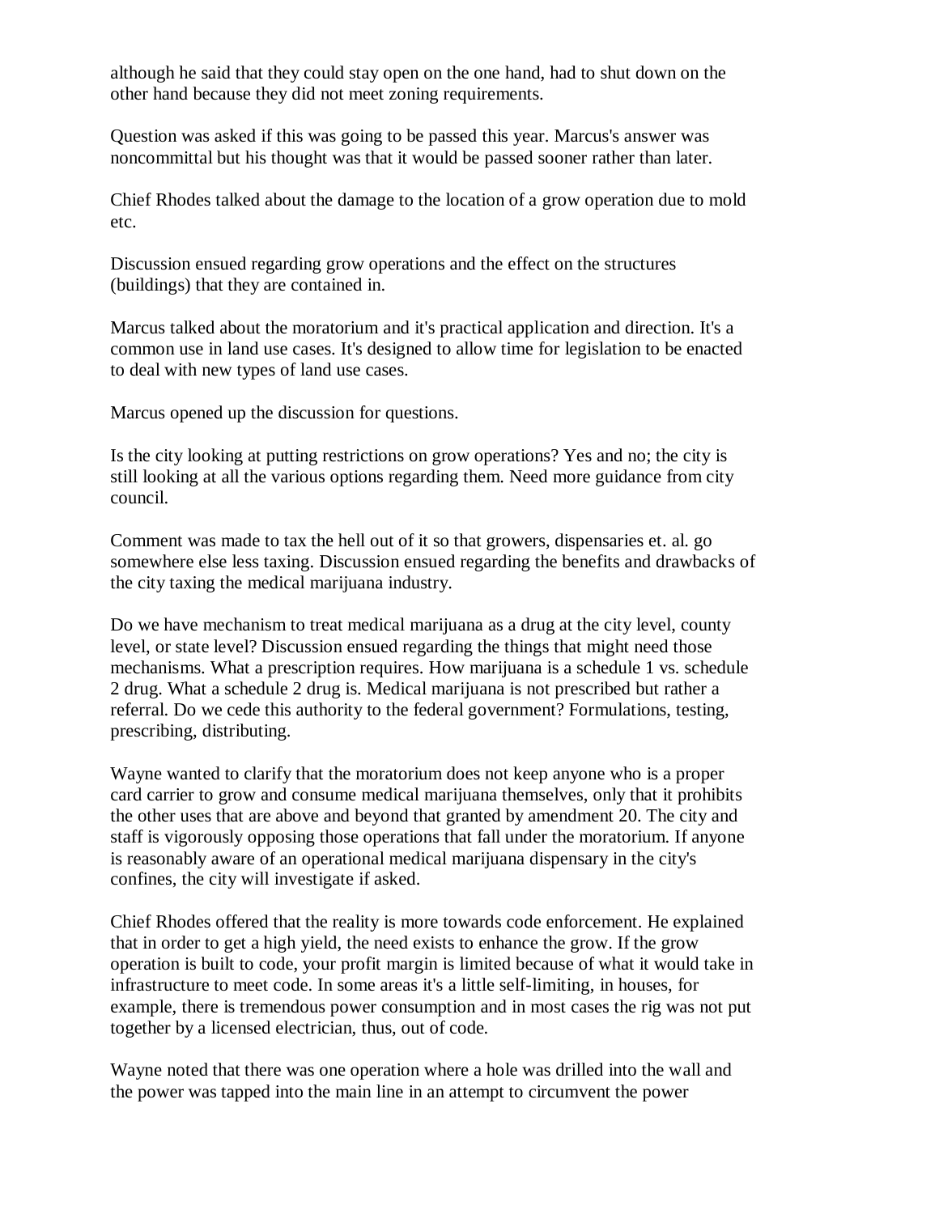although he said that they could stay open on the one hand, had to shut down on the other hand because they did not meet zoning requirements.

Question was asked if this was going to be passed this year. Marcus's answer was noncommittal but his thought was that it would be passed sooner rather than later.

Chief Rhodes talked about the damage to the location of a grow operation due to mold etc.

Discussion ensued regarding grow operations and the effect on the structures (buildings) that they are contained in.

Marcus talked about the moratorium and it's practical application and direction. It's a common use in land use cases. It's designed to allow time for legislation to be enacted to deal with new types of land use cases.

Marcus opened up the discussion for questions.

Is the city looking at putting restrictions on grow operations? Yes and no; the city is still looking at all the various options regarding them. Need more guidance from city council.

Comment was made to tax the hell out of it so that growers, dispensaries et. al. go somewhere else less taxing. Discussion ensued regarding the benefits and drawbacks of the city taxing the medical marijuana industry.

Do we have mechanism to treat medical marijuana as a drug at the city level, county level, or state level? Discussion ensued regarding the things that might need those mechanisms. What a prescription requires. How marijuana is a schedule 1 vs. schedule 2 drug. What a schedule 2 drug is. Medical marijuana is not prescribed but rather a referral. Do we cede this authority to the federal government? Formulations, testing, prescribing, distributing.

Wayne wanted to clarify that the moratorium does not keep anyone who is a proper card carrier to grow and consume medical marijuana themselves, only that it prohibits the other uses that are above and beyond that granted by amendment 20. The city and staff is vigorously opposing those operations that fall under the moratorium. If anyone is reasonably aware of an operational medical marijuana dispensary in the city's confines, the city will investigate if asked.

Chief Rhodes offered that the reality is more towards code enforcement. He explained that in order to get a high yield, the need exists to enhance the grow. If the grow operation is built to code, your profit margin is limited because of what it would take in infrastructure to meet code. In some areas it's a little self-limiting, in houses, for example, there is tremendous power consumption and in most cases the rig was not put together by a licensed electrician, thus, out of code.

Wayne noted that there was one operation where a hole was drilled into the wall and the power was tapped into the main line in an attempt to circumvent the power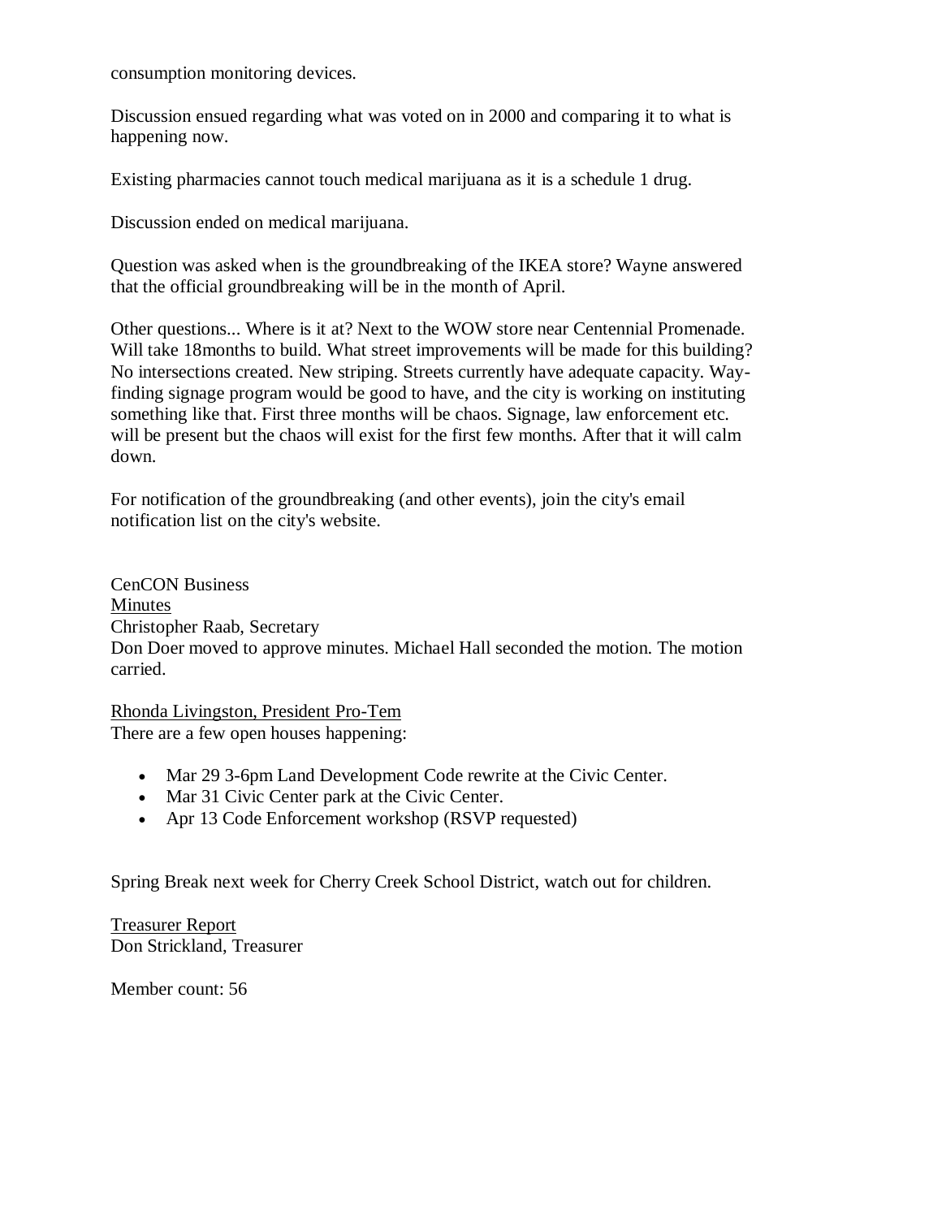consumption monitoring devices.

Discussion ensued regarding what was voted on in 2000 and comparing it to what is happening now.

Existing pharmacies cannot touch medical marijuana as it is a schedule 1 drug.

Discussion ended on medical marijuana.

Question was asked when is the groundbreaking of the IKEA store? Wayne answered that the official groundbreaking will be in the month of April.

Other questions... Where is it at? Next to the WOW store near Centennial Promenade. Will take 18months to build. What street improvements will be made for this building? No intersections created. New striping. Streets currently have adequate capacity. Way-finding signage program would be good to have, and the city is working on instituting something like that. First three months will be chaos. Signage, law enforcement etc. will be present but the chaos will exist for the first few months. After that it will calm down.

For notification of the groundbreaking (and other events), join the city's email notification list on the city's website.

CenCON Business

<u>Minutes</u>

Christopher Raab, Secretary

Don Doer moved to approve minutes. Michael Hall seconded the motion. The motion carried.

<u>Rhonda Livingston, President Pro-Tem</u>

There are a few open houses happening:

- Mar 29 3-6pm Land Development Code rewrite at the Civic Center.
- Mar 31 Civic Center park at the Civic Center.
- Apr 13 Code Enforcement workshop (RSVP requested)

Spring Break next week for Cherry Creek School District, watch out for children.

<u>Treasurer Report</u>

Don Strickland, Treasurer

Member count: 56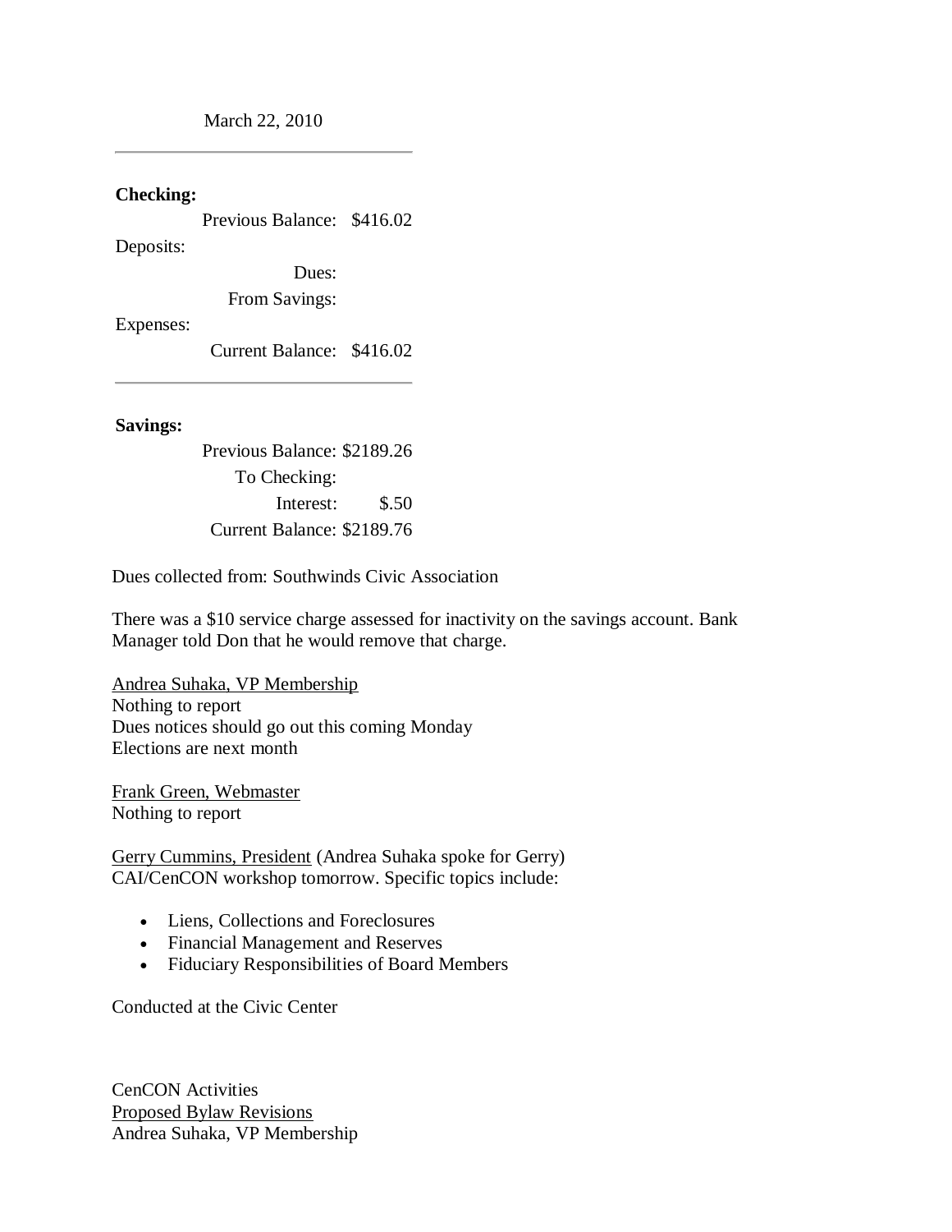March 22, 2010

---

**Checking:**

| | |
|---|---|
| Previous Balance: | $416.02 |
| Deposits: | |
| Dues: | |
| From Savings: | |
| Expenses: | |
| Current Balance: | $416.02 |

---

**Savings:**

| | |
|---|---|
| Previous Balance: | $2189.26 |
| To Checking: | |
| Interest: | $.50 |
| Current Balance: | $2189.76 |

Dues collected from: Southwinds Civic Association

There was a $10 service charge assessed for inactivity on the savings account. Bank Manager told Don that he would remove that charge.

<u>Andrea Suhaka, VP Membership</u>
Nothing to report
Dues notices should go out this coming Monday
Elections are next month

<u>Frank Green, Webmaster</u>
Nothing to report

<u>Gerry Cummins, President</u> (Andrea Suhaka spoke for Gerry)
CAI/CenCON workshop tomorrow. Specific topics include:

- Liens, Collections and Foreclosures
- Financial Management and Reserves
- Fiduciary Responsibilities of Board Members

Conducted at the Civic Center

CenCON Activities
<u>Proposed Bylaw Revisions</u>
Andrea Suhaka, VP Membership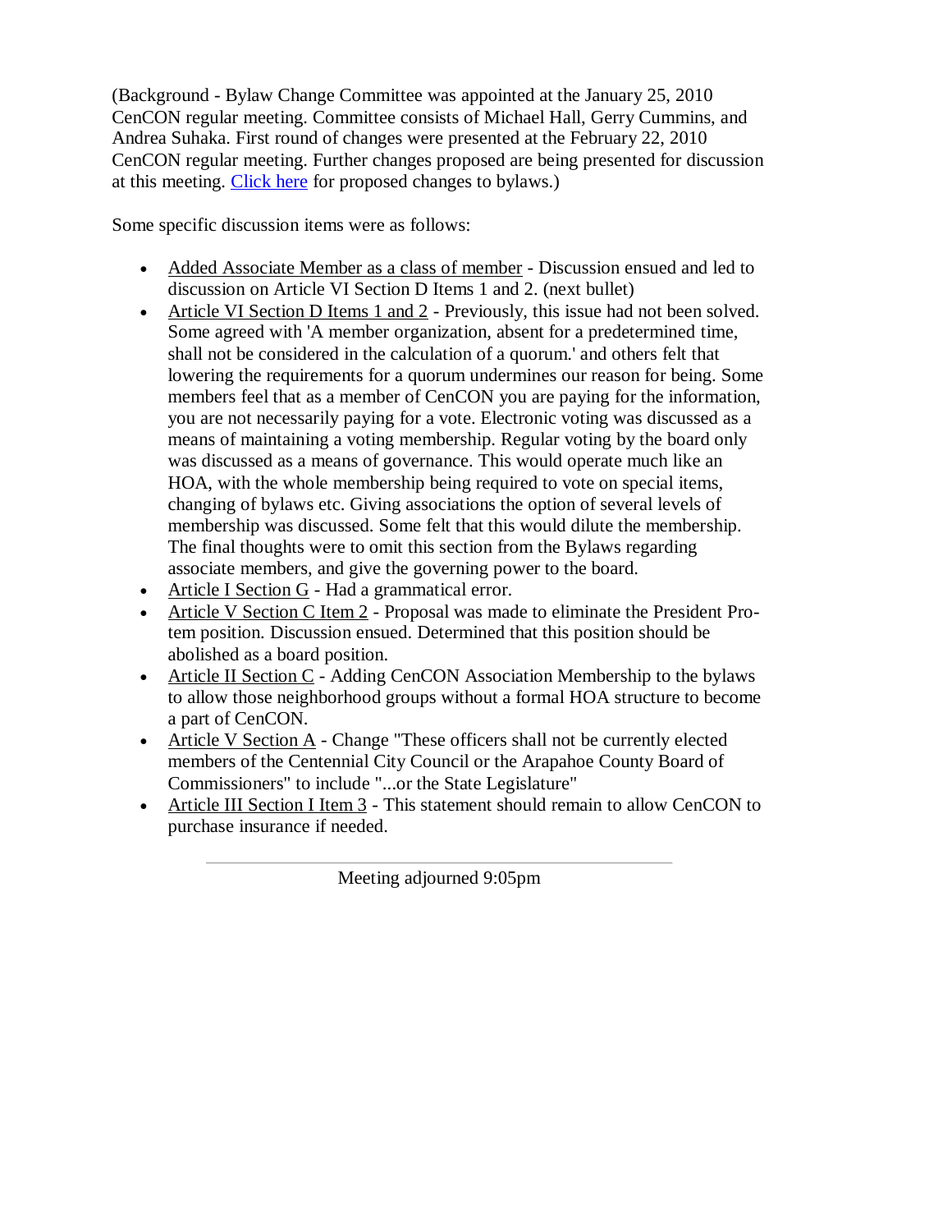(Background - Bylaw Change Committee was appointed at the January 25, 2010 CenCON regular meeting. Committee consists of Michael Hall, Gerry Cummins, and Andrea Suhaka. First round of changes were presented at the February 22, 2010 CenCON regular meeting. Further changes proposed are being presented for discussion at this meeting. Click here for proposed changes to bylaws.)

Some specific discussion items were as follows:

- Added Associate Member as a class of member - Discussion ensued and led to discussion on Article VI Section D Items 1 and 2. (next bullet)
- Article VI Section D Items 1 and 2 - Previously, this issue had not been solved. Some agreed with 'A member organization, absent for a predetermined time, shall not be considered in the calculation of a quorum.' and others felt that lowering the requirements for a quorum undermines our reason for being. Some members feel that as a member of CenCON you are paying for the information, you are not necessarily paying for a vote. Electronic voting was discussed as a means of maintaining a voting membership. Regular voting by the board only was discussed as a means of governance. This would operate much like an HOA, with the whole membership being required to vote on special items, changing of bylaws etc. Giving associations the option of several levels of membership was discussed. Some felt that this would dilute the membership. The final thoughts were to omit this section from the Bylaws regarding associate members, and give the governing power to the board.
- Article I Section G - Had a grammatical error.
- Article V Section C Item 2 - Proposal was made to eliminate the President Pro-tem position. Discussion ensued. Determined that this position should be abolished as a board position.
- Article II Section C - Adding CenCON Association Membership to the bylaws to allow those neighborhood groups without a formal HOA structure to become a part of CenCON.
- Article V Section A - Change "These officers shall not be currently elected members of the Centennial City Council or the Arapahoe County Board of Commissioners" to include "...or the State Legislature"
- Article III Section I Item 3 - This statement should remain to allow CenCON to purchase insurance if needed.

---

Meeting adjourned 9:05pm